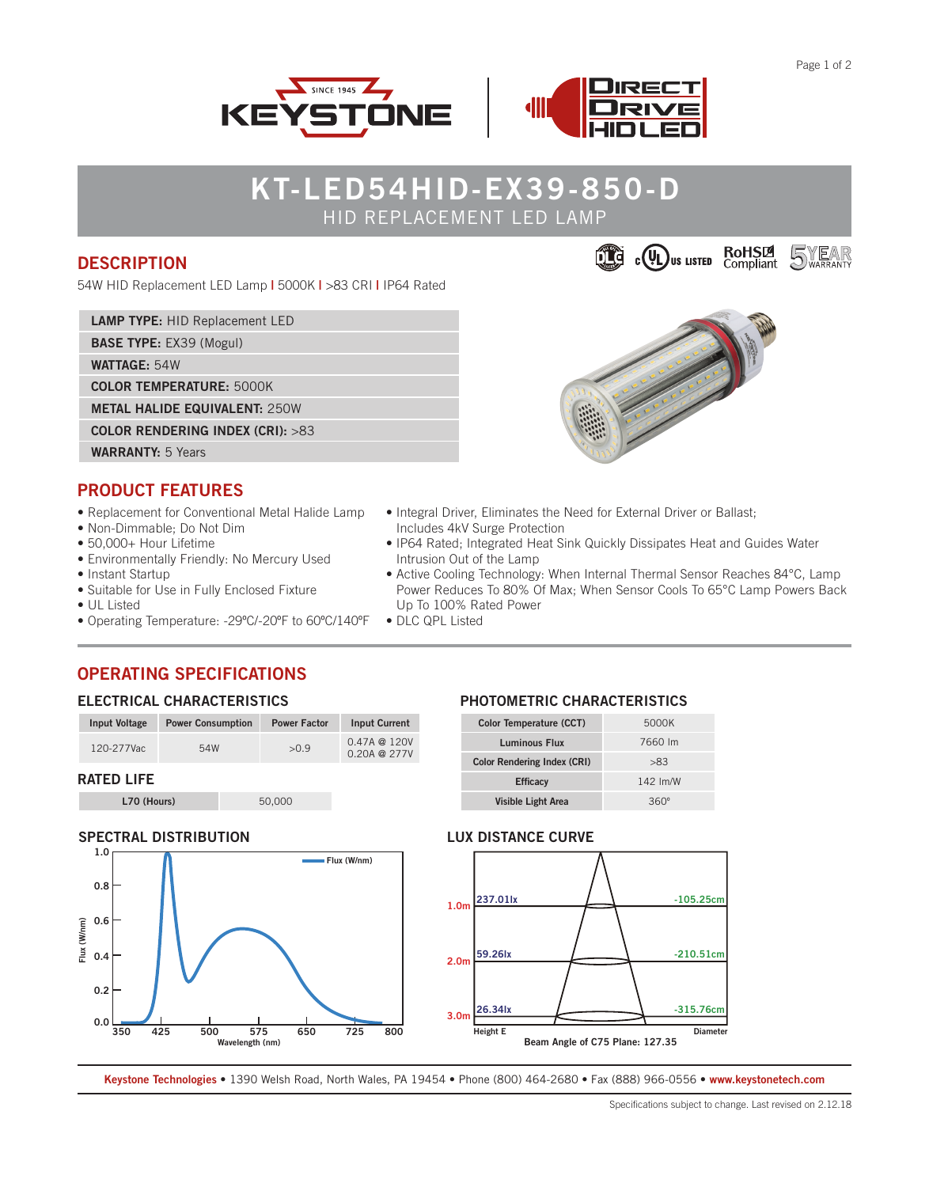# KT-LED54HID-EX39-850-D

HID REPLACEMENT LED LAMP

## DESCRIPTION

54W HID Replacement LED Lamp | 5000K | >83 CRI | IP64 Rated

| | |
|---|---|
| **LAMP TYPE:** HID Replacement LED | |
| **BASE TYPE:** EX39 (Mogul) | |
| **WATTAGE:** 54W | |
| **COLOR TEMPERATURE:** 5000K | |
| **METAL HALIDE EQUIVALENT:** 250W | |
| **COLOR RENDERING INDEX (CRI):** >83 | |
| **WARRANTY:** 5 Years | |

## PRODUCT FEATURES

- Replacement for Conventional Metal Halide Lamp
- Non-Dimmable; Do Not Dim
- 50,000+ Hour Lifetime
- Environmentally Friendly: No Mercury Used
- Instant Startup
- Suitable for Use in Fully Enclosed Fixture
- UL Listed
- Operating Temperature: -29ºC/-20ºF to 60ºC/140ºF
- Integral Driver, Eliminates the Need for External Driver or Ballast; Includes 4kV Surge Protection
- IP64 Rated; Integrated Heat Sink Quickly Dissipates Heat and Guides Water Intrusion Out of the Lamp
- Active Cooling Technology: When Internal Thermal Sensor Reaches 84°C, Lamp Power Reduces To 80% Of Max; When Sensor Cools To 65°C Lamp Powers Back Up To 100% Rated Power
- DLC QPL Listed

## OPERATING SPECIFICATIONS

### ELECTRICAL CHARACTERISTICS

| Input Voltage | Power Consumption | Power Factor | Input Current |
|---|---|---|---|
| 120-277Vac | 54W | >0.9 | 0.47A @ 120V 0.20A @ 277V |

### RATED LIFE

| L70 (Hours) | 50,000 |
|---|---|

### PHOTOMETRIC CHARACTERISTICS

| | |
|---|---|
| Color Temperature (CCT) | 5000K |
| Luminous Flux | 7660 lm |
| Color Rendering Index (CRI) | >83 |
| Efficacy | 142 lm/W |
| Visible Light Area | 360º |

### SPECTRAL DISTRIBUTION

### LUX DISTANCE CURVE

| Height | E | Diameter |
|---|---|---|
| 1.0m | 237.01lx | 105.25cm |
| 2.0m | 59.26lx | 210.51cm |
| 3.0m | 26.34lx | 315.76cm |

Beam Angle of C75 Plane: 127.35

**Keystone Technologies** • 1390 Welsh Road, North Wales, PA 19454 • Phone (800) 464-2680 • Fax (888) 966-0556 • **www.keystonetech.com**

Specifications subject to change. Last revised on 2.12.18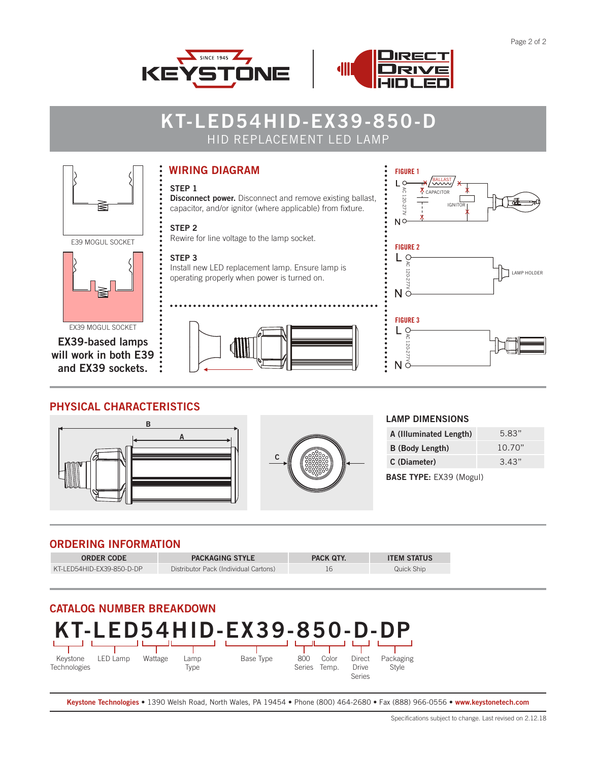# KT-LED54HID-EX39-850-D

## HID REPLACEMENT LED LAMP

E39 MOGUL SOCKET

EX39 MOGUL SOCKET

**EX39-based lamps will work in both E39 and EX39 sockets.**

## WIRING DIAGRAM

**STEP 1**
**Disconnect power.** Disconnect and remove existing ballast, capacitor, and/or ignitor (where applicable) from fixture.

**STEP 2**
Rewire for line voltage to the lamp socket.

**STEP 3**
Install new LED replacement lamp. Ensure lamp is operating properly when power is turned on.

**FIGURE 1**

L
N
AC 120-277V
BALLAST
CAPACITOR
IGNITOR

**FIGURE 2**

L
N
AC 120-277V
LAMP HOLDER

**FIGURE 3**

L
N
AC 120-277V

## PHYSICAL CHARACTERISTICS

B
A
C

### LAMP DIMENSIONS

| | |
|---|---|
| **A (Illuminated Length)** | 5.83" |
| **B (Body Length)** | 10.70" |
| **C (Diameter)** | 3.43" |

**BASE TYPE:** EX39 (Mogul)

## ORDERING INFORMATION

| ORDER CODE | PACKAGING STYLE | PACK QTY. | ITEM STATUS |
|---|---|---|---|
| KT-LED54HID-EX39-850-D-DP | Distributor Pack (Individual Cartons) | 16 | Quick Ship |

## CATALOG NUMBER BREAKDOWN

**KT-LED54HID-EX39-850-D-DP**

- KT – Keystone Technologies
- LED – LED Lamp
- 54 – Wattage
- HID – Lamp Type
- EX39 – Base Type
- 8 – 800 Series
- 50 – Color Temp.
- D – Direct Drive Series
- DP – Packaging Style

**Keystone Technologies** • 1390 Welsh Road, North Wales, PA 19454 • Phone (800) 464-2680 • Fax (888) 966-0556 • **www.keystonetech.com**

Specifications subject to change. Last revised on 2.12.18